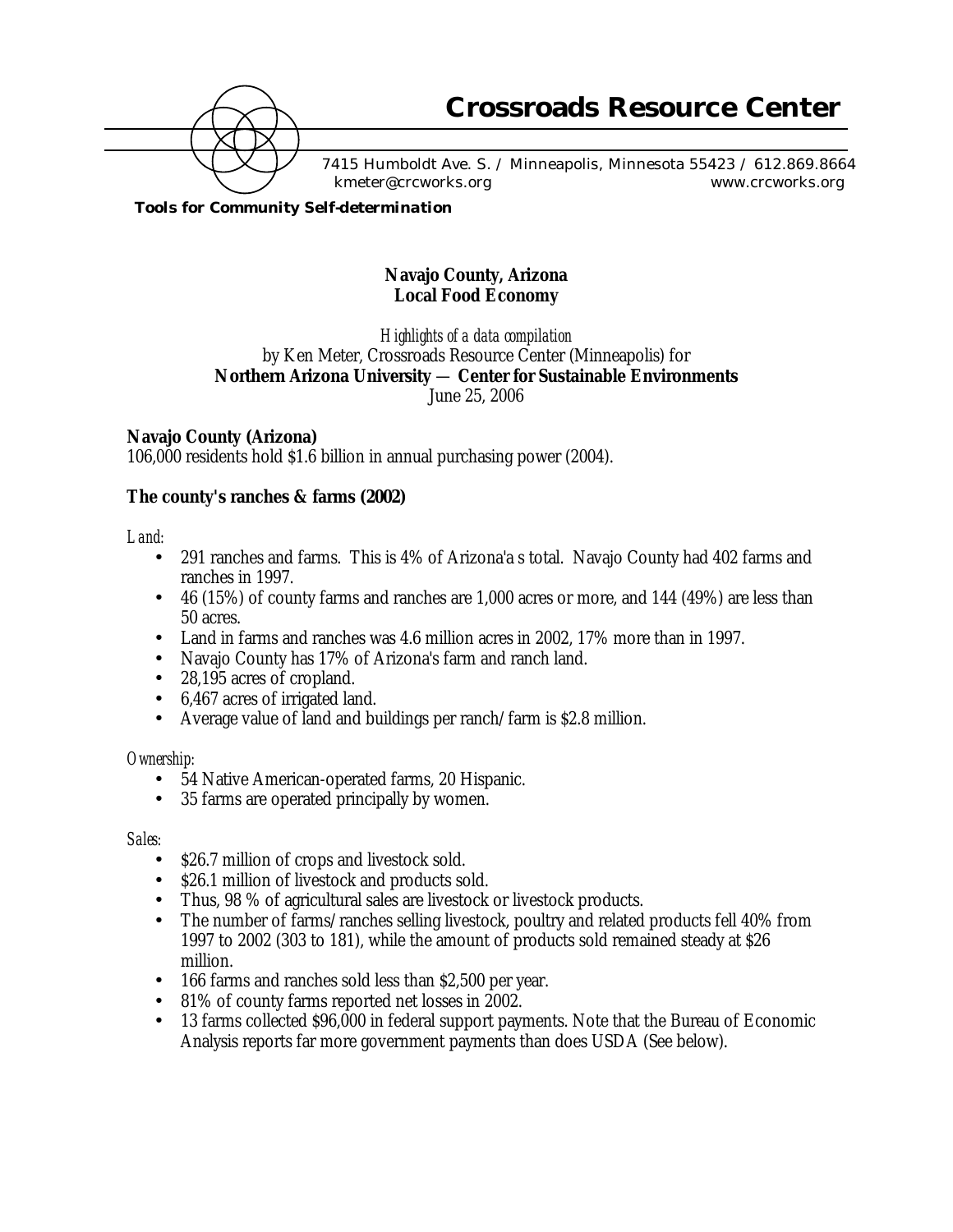# Crossroads Resource Center

7415 Humboldt Ave. S. / Minneapolis, Minnesota 55423 / 612.869.8664
kmeter@crcworks.org www.crcworks.org

**Tools for Community Self-determination**

## Navajo County, Arizona
## Local Food Economy

*Highlights of a data compilation*
by Ken Meter, Crossroads Resource Center (Minneapolis) for
**Northern Arizona University — Center for Sustainable Environments**
June 25, 2006

### Navajo County (Arizona)

106,000 residents hold $1.6 billion in annual purchasing power (2004).

### The county's ranches & farms (2002)

*Land:*

- 291 ranches and farms. This is 4% of Arizona'a s total. Navajo County had 402 farms and ranches in 1997.
- 46 (15%) of county farms and ranches are 1,000 acres or more, and 144 (49%) are less than 50 acres.
- Land in farms and ranches was 4.6 million acres in 2002, 17% more than in 1997.
- Navajo County has 17% of Arizona's farm and ranch land.
- 28,195 acres of cropland.
- 6,467 acres of irrigated land.
- Average value of land and buildings per ranch/farm is $2.8 million.

*Ownership:*

- 54 Native American-operated farms, 20 Hispanic.
- 35 farms are operated principally by women.

*Sales:*

- $26.7 million of crops and livestock sold.
- $26.1 million of livestock and products sold.
- Thus, 98 % of agricultural sales are livestock or livestock products.
- The number of farms/ranches selling livestock, poultry and related products fell 40% from 1997 to 2002 (303 to 181), while the amount of products sold remained steady at $26 million.
- 166 farms and ranches sold less than $2,500 per year.
- 81% of county farms reported net losses in 2002.
- 13 farms collected $96,000 in federal support payments. Note that the Bureau of Economic Analysis reports far more government payments than does USDA (See below).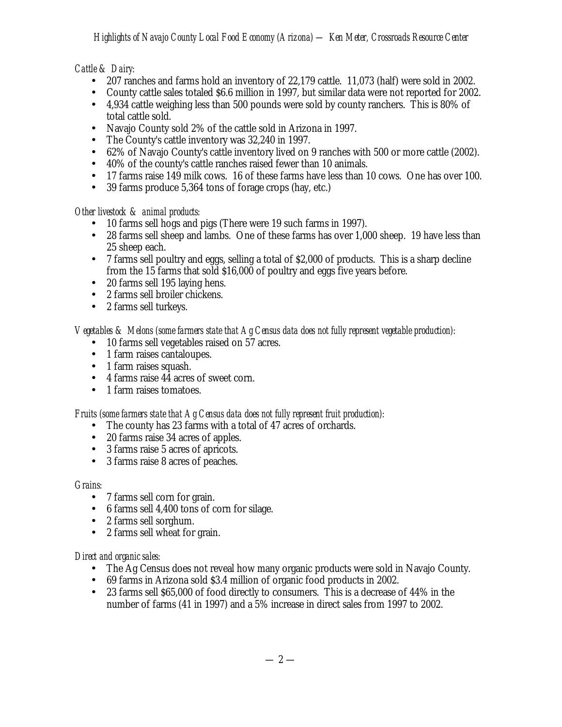*Cattle & Dairy:*

- 207 ranches and farms hold an inventory of 22,179 cattle. 11,073 (half) were sold in 2002.
- County cattle sales totaled $6.6 million in 1997, but similar data were not reported for 2002.
- 4,934 cattle weighing less than 500 pounds were sold by county ranchers. This is 80% of total cattle sold.
- Navajo County sold 2% of the cattle sold in Arizona in 1997.
- The County's cattle inventory was 32,240 in 1997.
- 62% of Navajo County's cattle inventory lived on 9 ranches with 500 or more cattle (2002).
- 40% of the county's cattle ranches raised fewer than 10 animals.
- 17 farms raise 149 milk cows. 16 of these farms have less than 10 cows. One has over 100.
- 39 farms produce 5,364 tons of forage crops (hay, etc.)

*Other livestock & animal products:*

- 10 farms sell hogs and pigs (There were 19 such farms in 1997).
- 28 farms sell sheep and lambs. One of these farms has over 1,000 sheep. 19 have less than 25 sheep each.
- 7 farms sell poultry and eggs, selling a total of $2,000 of products. This is a sharp decline from the 15 farms that sold $16,000 of poultry and eggs five years before.
- 20 farms sell 195 laying hens.
- 2 farms sell broiler chickens.
- 2 farms sell turkeys.

*Vegetables & Melons (some farmers state that Ag Census data does not fully represent vegetable production):*

- 10 farms sell vegetables raised on 57 acres.
- 1 farm raises cantaloupes.
- 1 farm raises squash.
- 4 farms raise 44 acres of sweet corn.
- 1 farm raises tomatoes.

*Fruits (some farmers state that Ag Census data does not fully represent fruit production):*

- The county has 23 farms with a total of 47 acres of orchards.
- 20 farms raise 34 acres of apples.
- 3 farms raise 5 acres of apricots.
- 3 farms raise 8 acres of peaches.

*Grains:*

- 7 farms sell corn for grain.
- 6 farms sell 4,400 tons of corn for silage.
- 2 farms sell sorghum.
- 2 farms sell wheat for grain.

*Direct and organic sales:*

- The Ag Census does not reveal how many organic products were sold in Navajo County.
- 69 farms in Arizona sold $3.4 million of organic food products in 2002.
- 23 farms sell $65,000 of food directly to consumers. This is a decrease of 44% in the number of farms (41 in 1997) and a 5% increase in direct sales from 1997 to 2002.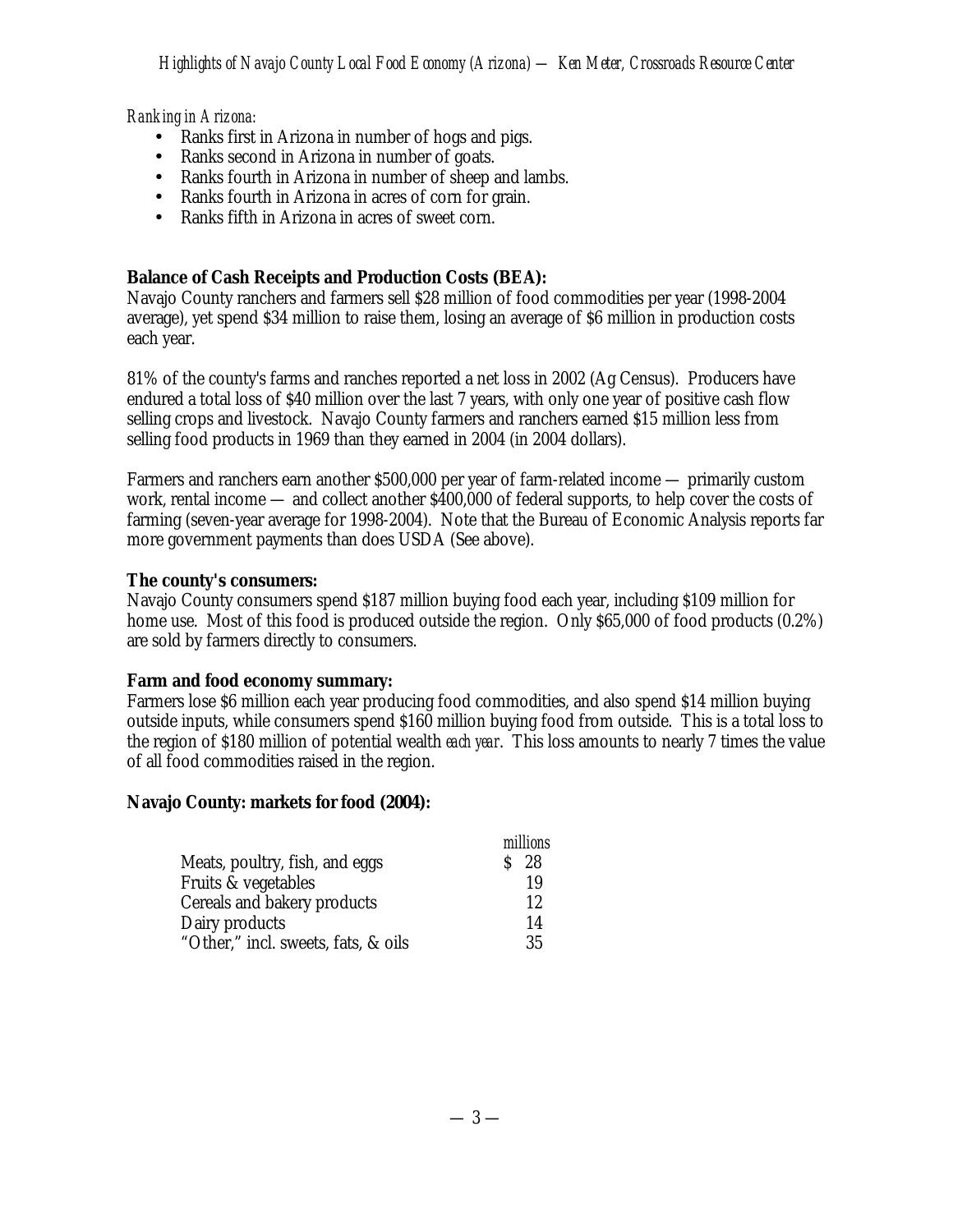*Ranking in Arizona:*

- Ranks first in Arizona in number of hogs and pigs.
- Ranks second in Arizona in number of goats.
- Ranks fourth in Arizona in number of sheep and lambs.
- Ranks fourth in Arizona in acres of corn for grain.
- Ranks fifth in Arizona in acres of sweet corn.

**Balance of Cash Receipts and Production Costs (BEA):**

Navajo County ranchers and farmers sell $28 million of food commodities per year (1998-2004 average), yet spend $34 million to raise them, losing an average of $6 million in production costs each year.

81% of the county's farms and ranches reported a net loss in 2002 (Ag Census). Producers have endured a total loss of $40 million over the last 7 years, with only one year of positive cash flow selling crops and livestock. Navajo County farmers and ranchers earned $15 million less from selling food products in 1969 than they earned in 2004 (in 2004 dollars).

Farmers and ranchers earn another $500,000 per year of farm-related income — primarily custom work, rental income — and collect another $400,000 of federal supports, to help cover the costs of farming (seven-year average for 1998-2004). Note that the Bureau of Economic Analysis reports far more government payments than does USDA (See above).

**The county's consumers:**

Navajo County consumers spend $187 million buying food each year, including $109 million for home use. Most of this food is produced outside the region. Only $65,000 of food products (0.2%) are sold by farmers directly to consumers.

**Farm and food economy summary:**

Farmers lose $6 million each year producing food commodities, and also spend $14 million buying outside inputs, while consumers spend $160 million buying food from outside. This is a total loss to the region of $180 million of potential wealth *each year*. This loss amounts to nearly 7 times the value of all food commodities raised in the region.

**Navajo County: markets for food (2004):**

| | *millions* |
|---|---|
| Meats, poultry, fish, and eggs | $ 28 |
| Fruits & vegetables | 19 |
| Cereals and bakery products | 12 |
| Dairy products | 14 |
| "Other," incl. sweets, fats, & oils | 35 |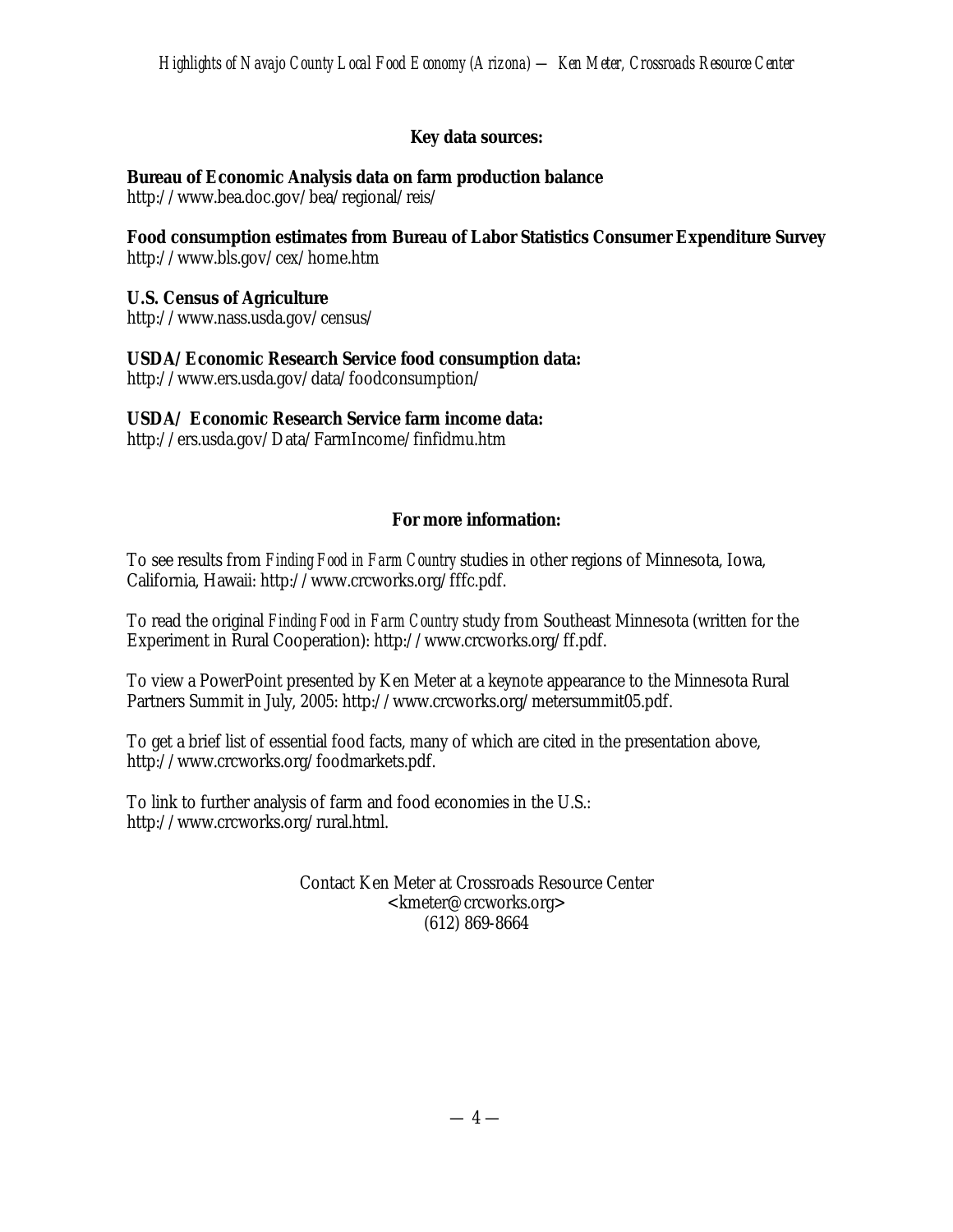## Key data sources:

**Bureau of Economic Analysis data on farm production balance**
http://www.bea.doc.gov/bea/regional/reis/

**Food consumption estimates from Bureau of Labor Statistics Consumer Expenditure Survey**
http://www.bls.gov/cex/home.htm

**U.S. Census of Agriculture**
http://www.nass.usda.gov/census/

**USDA/Economic Research Service food consumption data:**
http://www.ers.usda.gov/data/foodconsumption/

**USDA/ Economic Research Service farm income data:**
http://ers.usda.gov/Data/FarmIncome/finfidmu.htm

## For more information:

To see results from *Finding Food in Farm Country* studies in other regions of Minnesota, Iowa, California, Hawaii: http://www.crcworks.org/fffc.pdf.

To read the original *Finding Food in Farm Country* study from Southeast Minnesota (written for the Experiment in Rural Cooperation): http://www.crcworks.org/ff.pdf.

To view a PowerPoint presented by Ken Meter at a keynote appearance to the Minnesota Rural Partners Summit in July, 2005: http://www.crcworks.org/metersummit05.pdf.

To get a brief list of essential food facts, many of which are cited in the presentation above, http://www.crcworks.org/foodmarkets.pdf.

To link to further analysis of farm and food economies in the U.S.: http://www.crcworks.org/rural.html.

Contact Ken Meter at Crossroads Resource Center
<kmeter@crcworks.org>
(612) 869-8664